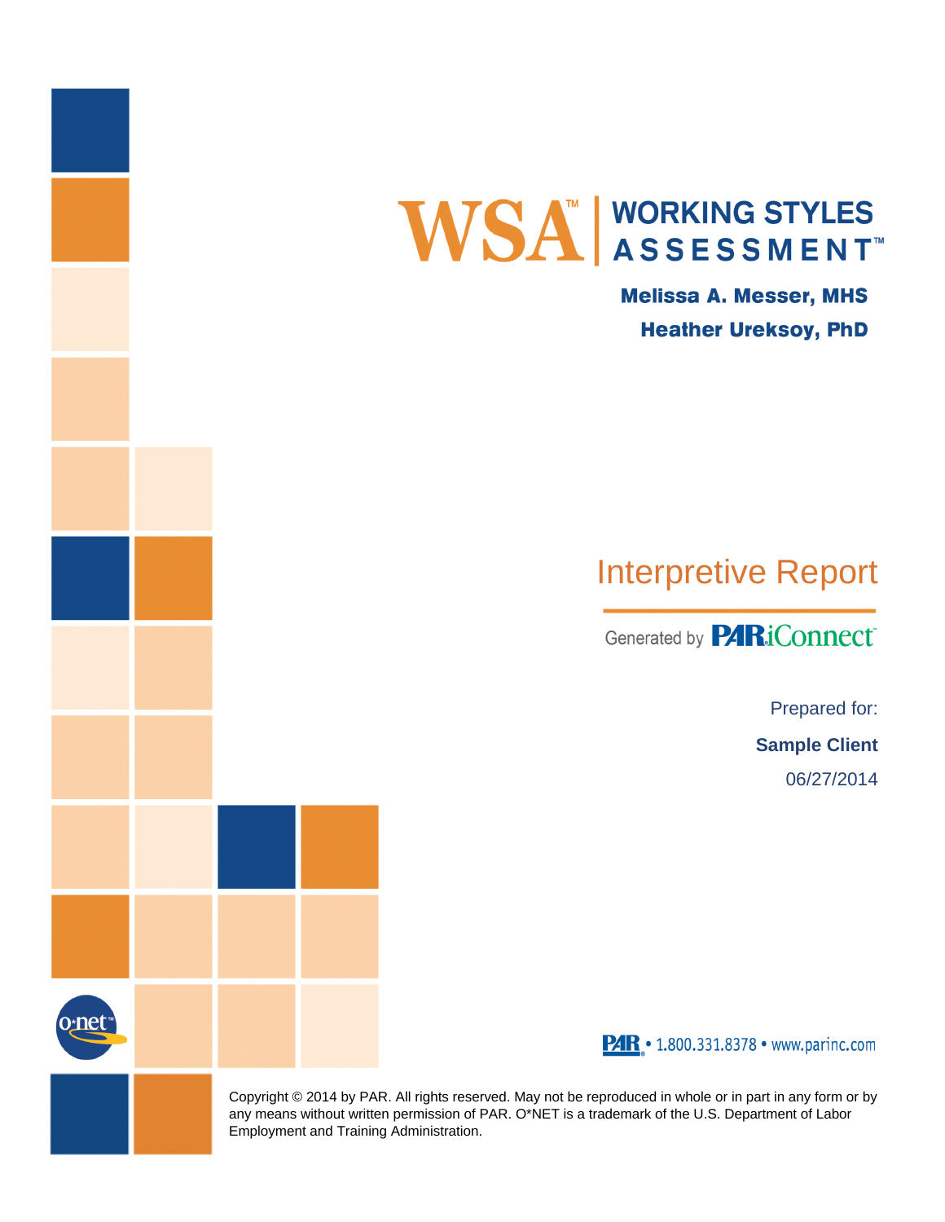# WSA™ | WORKING STYLES ASSESSMENT™

**Melissa A. Messer, MHS**

**Heather Ureksoy, PhD**

## Interpretive Report

Generated by PARiConnect™

Prepared for:

**Sample Client**

06/27/2014

PAR • 1.800.331.8378 • www.parinc.com

Copyright © 2014 by PAR. All rights reserved. May not be reproduced in whole or in part in any form or by any means without written permission of PAR. O*NET is a trademark of the U.S. Department of Labor Employment and Training Administration.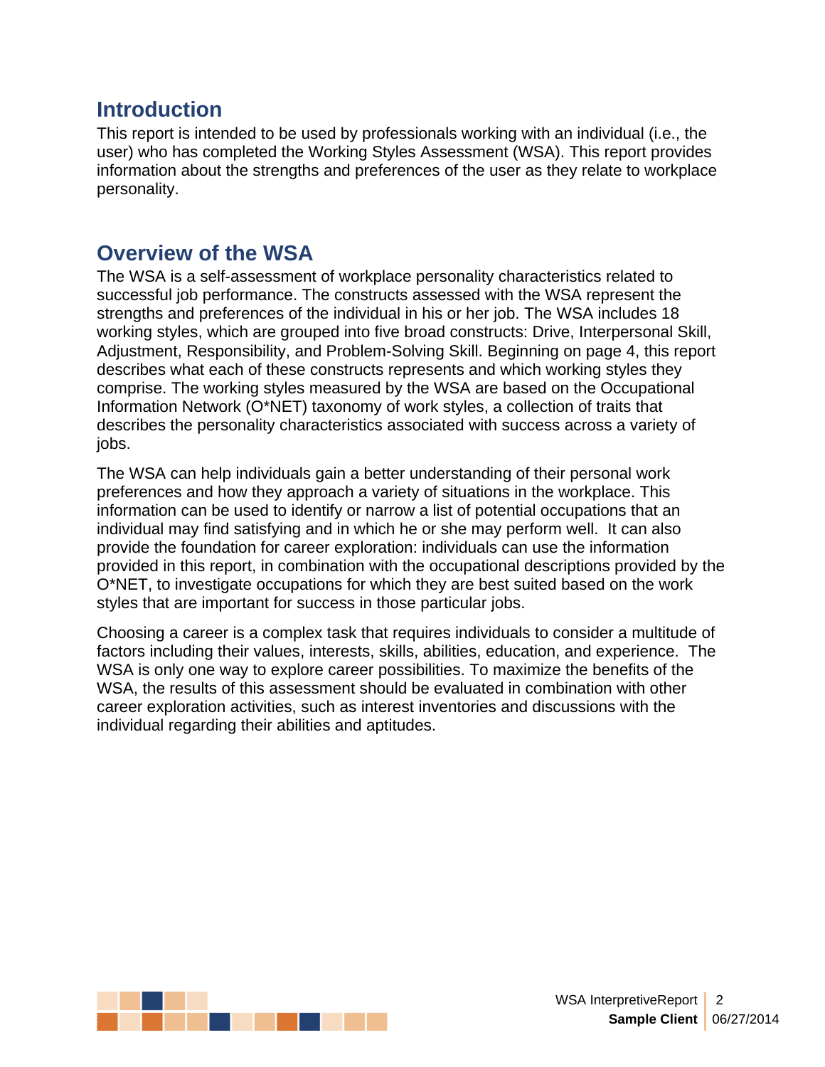## Introduction

This report is intended to be used by professionals working with an individual (i.e., the user) who has completed the Working Styles Assessment (WSA). This report provides information about the strengths and preferences of the user as they relate to workplace personality.

## Overview of the WSA

The WSA is a self-assessment of workplace personality characteristics related to successful job performance. The constructs assessed with the WSA represent the strengths and preferences of the individual in his or her job. The WSA includes 18 working styles, which are grouped into five broad constructs: Drive, Interpersonal Skill, Adjustment, Responsibility, and Problem-Solving Skill. Beginning on page 4, this report describes what each of these constructs represents and which working styles they comprise. The working styles measured by the WSA are based on the Occupational Information Network (O*NET) taxonomy of work styles, a collection of traits that describes the personality characteristics associated with success across a variety of jobs.

The WSA can help individuals gain a better understanding of their personal work preferences and how they approach a variety of situations in the workplace. This information can be used to identify or narrow a list of potential occupations that an individual may find satisfying and in which he or she may perform well. It can also provide the foundation for career exploration: individuals can use the information provided in this report, in combination with the occupational descriptions provided by the O*NET, to investigate occupations for which they are best suited based on the work styles that are important for success in those particular jobs.

Choosing a career is a complex task that requires individuals to consider a multitude of factors including their values, interests, skills, abilities, education, and experience. The WSA is only one way to explore career possibilities. To maximize the benefits of the WSA, the results of this assessment should be evaluated in combination with other career exploration activities, such as interest inventories and discussions with the individual regarding their abilities and aptitudes.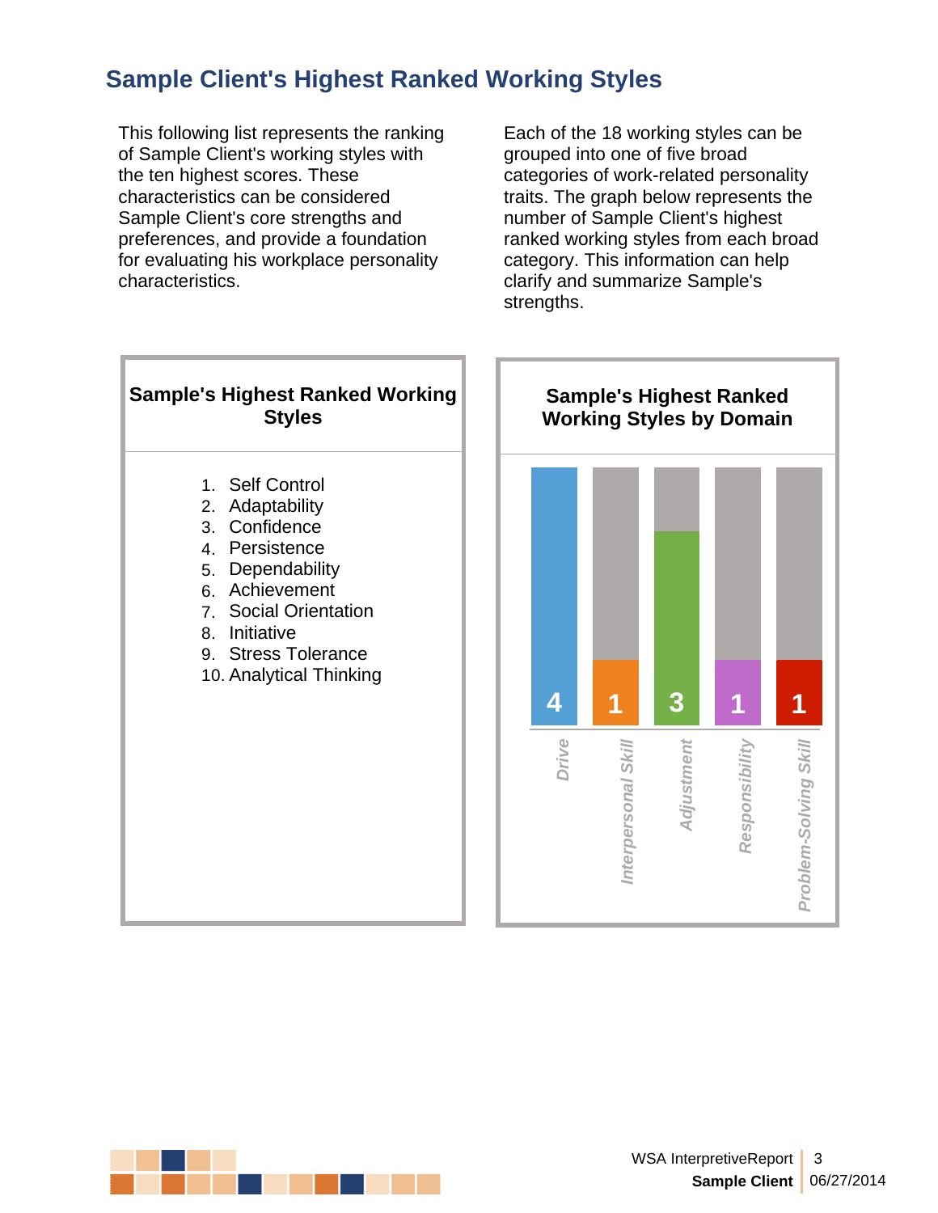## Sample Client's Highest Ranked Working Styles

This following list represents the ranking of Sample Client's working styles with the ten highest scores. These characteristics can be considered Sample Client's core strengths and preferences, and provide a foundation for evaluating his workplace personality characteristics.

Each of the 18 working styles can be grouped into one of five broad categories of work-related personality traits. The graph below represents the number of Sample Client's highest ranked working styles from each broad category. This information can help clarify and summarize Sample's strengths.

### Sample's Highest Ranked Working Styles

1. Self Control
2. Adaptability
3. Confidence
4. Persistence
5. Dependability
6. Achievement
7. Social Orientation
8. Initiative
9. Stress Tolerance
10. Analytical Thinking

### Sample's Highest Ranked Working Styles by Domain

| Domain | Count |
|---|---|
| Drive | 4 |
| Interpersonal Skill | 1 |
| Adjustment | 3 |
| Responsibility | 1 |
| Problem-Solving Skill | 1 |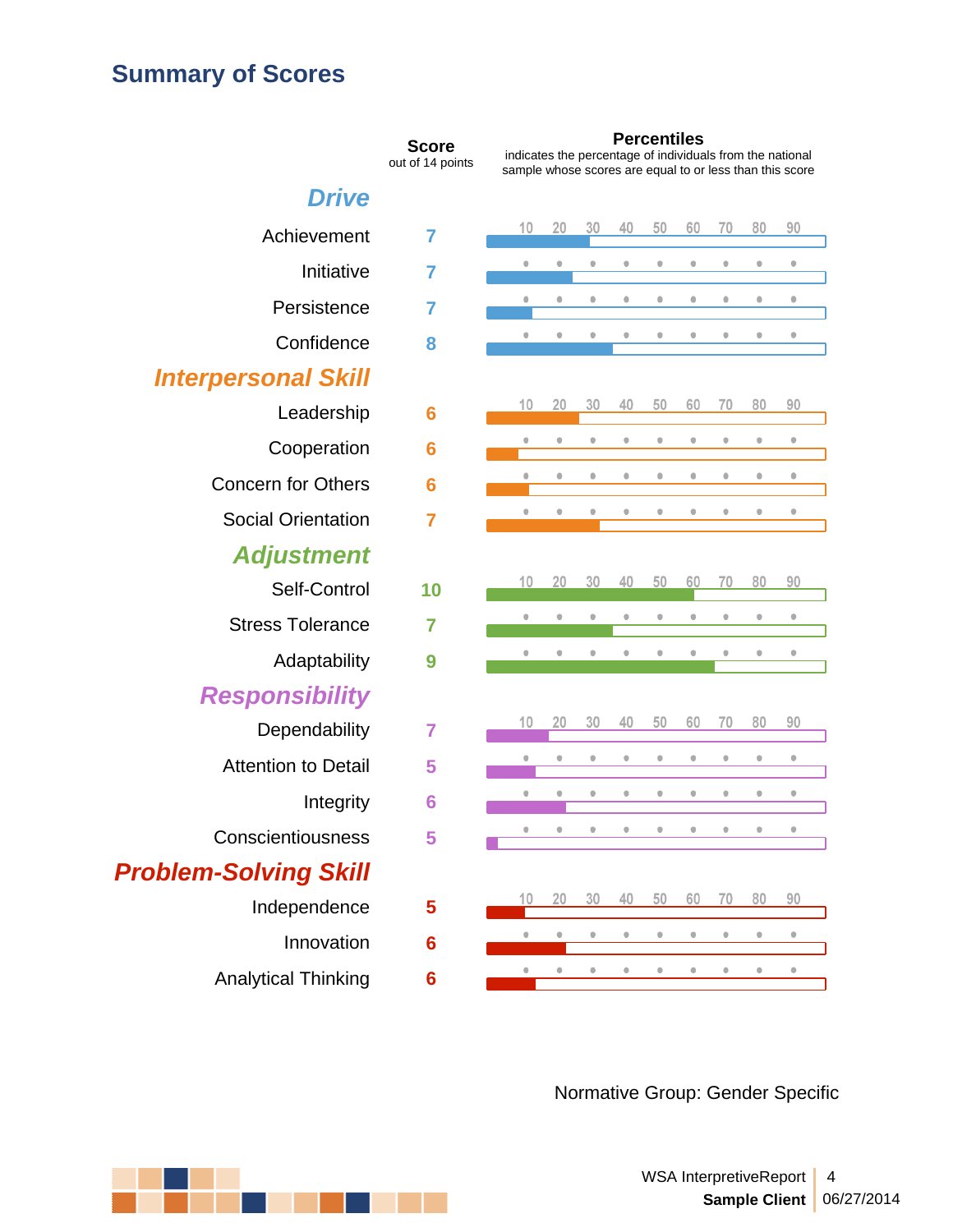## Summary of Scores

| | Score (out of 14 points) | Percentiles |
|---|---|---|
| ***Drive*** | | |
| Achievement | 7 | |
| Initiative | 7 | |
| Persistence | 7 | |
| Confidence | 8 | |
| ***Interpersonal Skill*** | | |
| Leadership | 6 | |
| Cooperation | 6 | |
| Concern for Others | 6 | |
| Social Orientation | 7 | |
| ***Adjustment*** | | |
| Self-Control | 10 | |
| Stress Tolerance | 7 | |
| Adaptability | 9 | |
| ***Responsibility*** | | |
| Dependability | 7 | |
| Attention to Detail | 5 | |
| Integrity | 6 | |
| Conscientiousness | 5 | |
| ***Problem-Solving Skill*** | | |
| Independence | 5 | |
| Innovation | 6 | |
| Analytical Thinking | 6 | |

**Percentiles** indicates the percentage of individuals from the national sample whose scores are equal to or less than this score

Percentile scale: 10 20 30 40 50 60 70 80 90

Normative Group: Gender Specific

WSA InterpretiveReport
**Sample Client** 06/27/2014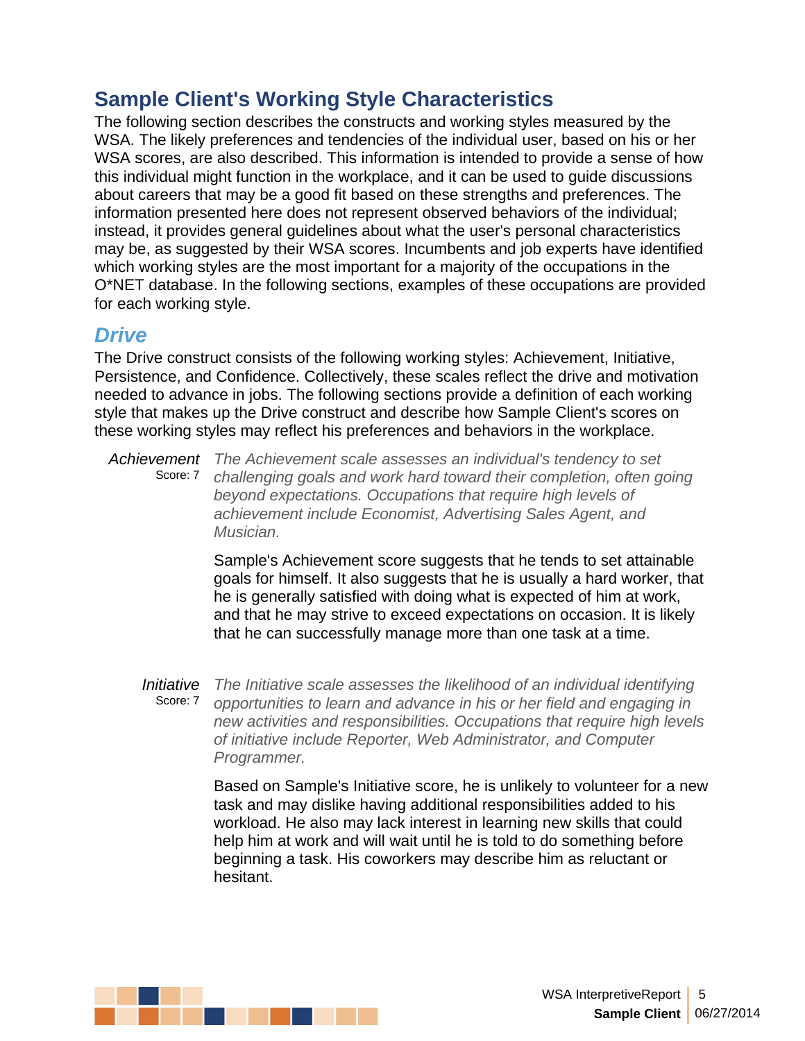## Sample Client's Working Style Characteristics

The following section describes the constructs and working styles measured by the WSA. The likely preferences and tendencies of the individual user, based on his or her WSA scores, are also described. This information is intended to provide a sense of how this individual might function in the workplace, and it can be used to guide discussions about careers that may be a good fit based on these strengths and preferences. The information presented here does not represent observed behaviors of the individual; instead, it provides general guidelines about what the user's personal characteristics may be, as suggested by their WSA scores. Incumbents and job experts have identified which working styles are the most important for a majority of the occupations in the O*NET database. In the following sections, examples of these occupations are provided for each working style.

### *Drive*

The Drive construct consists of the following working styles: Achievement, Initiative, Persistence, and Confidence. Collectively, these scales reflect the drive and motivation needed to advance in jobs. The following sections provide a definition of each working style that makes up the Drive construct and describe how Sample Client's scores on these working styles may reflect his preferences and behaviors in the workplace.

*Achievement*
Score: 7

*The Achievement scale assesses an individual's tendency to set challenging goals and work hard toward their completion, often going beyond expectations. Occupations that require high levels of achievement include Economist, Advertising Sales Agent, and Musician.*

Sample's Achievement score suggests that he tends to set attainable goals for himself. It also suggests that he is usually a hard worker, that he is generally satisfied with doing what is expected of him at work, and that he may strive to exceed expectations on occasion. It is likely that he can successfully manage more than one task at a time.

*Initiative*
Score: 7

*The Initiative scale assesses the likelihood of an individual identifying opportunities to learn and advance in his or her field and engaging in new activities and responsibilities. Occupations that require high levels of initiative include Reporter, Web Administrator, and Computer Programmer.*

Based on Sample's Initiative score, he is unlikely to volunteer for a new task and may dislike having additional responsibilities added to his workload. He also may lack interest in learning new skills that could help him at work and will wait until he is told to do something before beginning a task. His coworkers may describe him as reluctant or hesitant.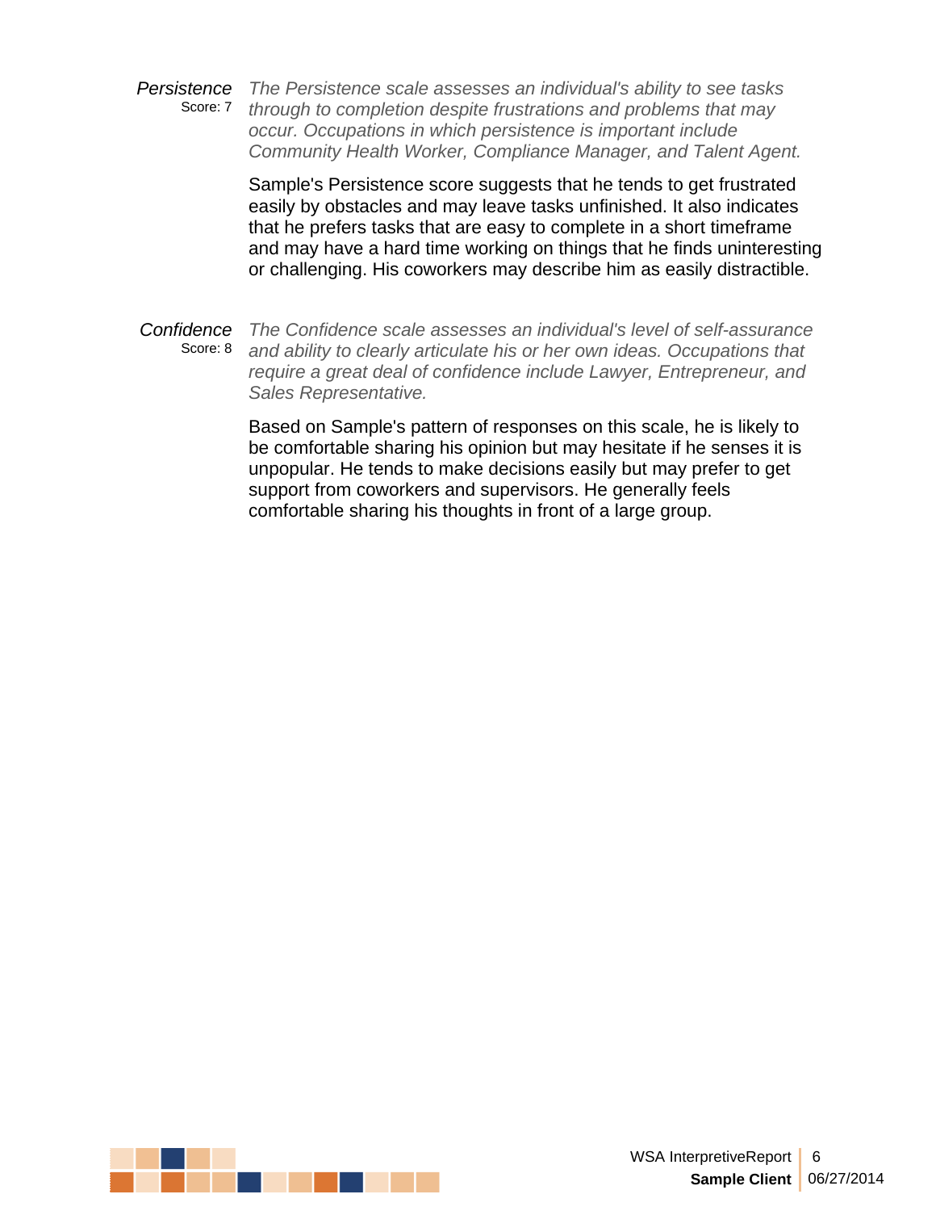*Persistence*
Score: 7

*The Persistence scale assesses an individual's ability to see tasks through to completion despite frustrations and problems that may occur. Occupations in which persistence is important include Community Health Worker, Compliance Manager, and Talent Agent.*

Sample's Persistence score suggests that he tends to get frustrated easily by obstacles and may leave tasks unfinished. It also indicates that he prefers tasks that are easy to complete in a short timeframe and may have a hard time working on things that he finds uninteresting or challenging. His coworkers may describe him as easily distractible.

*Confidence*
Score: 8

*The Confidence scale assesses an individual's level of self-assurance and ability to clearly articulate his or her own ideas. Occupations that require a great deal of confidence include Lawyer, Entrepreneur, and Sales Representative.*

Based on Sample's pattern of responses on this scale, he is likely to be comfortable sharing his opinion but may hesitate if he senses it is unpopular. He tends to make decisions easily but may prefer to get support from coworkers and supervisors. He generally feels comfortable sharing his thoughts in front of a large group.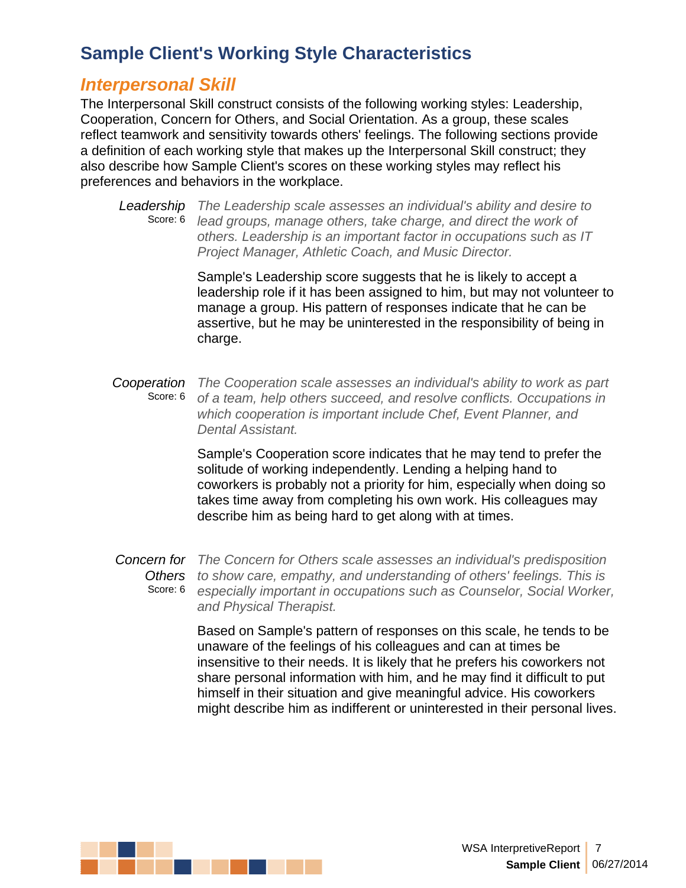## Sample Client's Working Style Characteristics

### *Interpersonal Skill*

The Interpersonal Skill construct consists of the following working styles: Leadership, Cooperation, Concern for Others, and Social Orientation. As a group, these scales reflect teamwork and sensitivity towards others' feelings. The following sections provide a definition of each working style that makes up the Interpersonal Skill construct; they also describe how Sample Client's scores on these working styles may reflect his preferences and behaviors in the workplace.

*Leadership*
Score: 6

*The Leadership scale assesses an individual's ability and desire to lead groups, manage others, take charge, and direct the work of others. Leadership is an important factor in occupations such as IT Project Manager, Athletic Coach, and Music Director.*

Sample's Leadership score suggests that he is likely to accept a leadership role if it has been assigned to him, but may not volunteer to manage a group. His pattern of responses indicate that he can be assertive, but he may be uninterested in the responsibility of being in charge.

*Cooperation*
Score: 6

*The Cooperation scale assesses an individual's ability to work as part of a team, help others succeed, and resolve conflicts. Occupations in which cooperation is important include Chef, Event Planner, and Dental Assistant.*

Sample's Cooperation score indicates that he may tend to prefer the solitude of working independently. Lending a helping hand to coworkers is probably not a priority for him, especially when doing so takes time away from completing his own work. His colleagues may describe him as being hard to get along with at times.

*Concern for Others*
Score: 6

*The Concern for Others scale assesses an individual's predisposition to show care, empathy, and understanding of others' feelings. This is especially important in occupations such as Counselor, Social Worker, and Physical Therapist.*

Based on Sample's pattern of responses on this scale, he tends to be unaware of the feelings of his colleagues and can at times be insensitive to their needs. It is likely that he prefers his coworkers not share personal information with him, and he may find it difficult to put himself in their situation and give meaningful advice. His coworkers might describe him as indifferent or uninterested in their personal lives.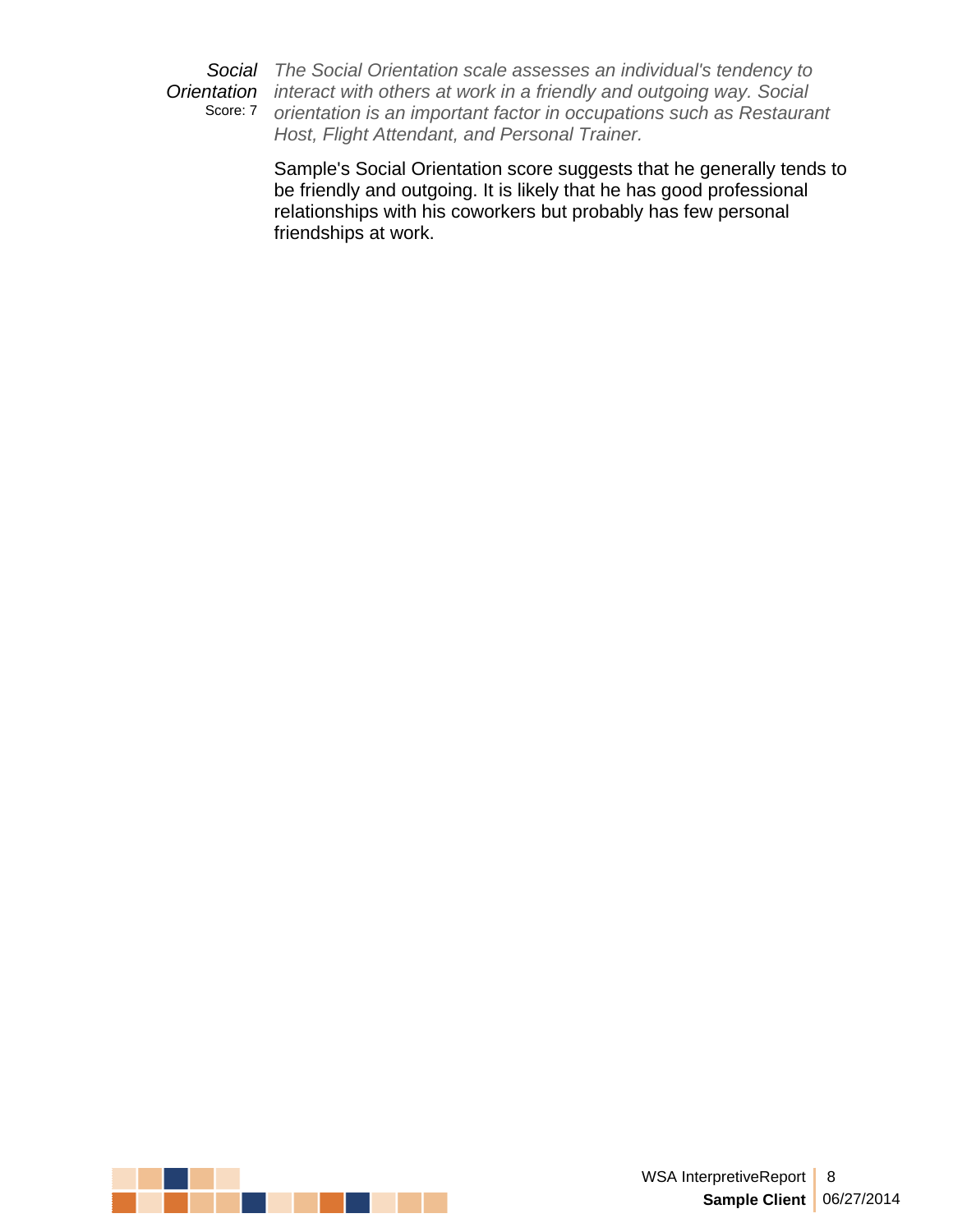*Social Orientation*
Score: 7

*The Social Orientation scale assesses an individual's tendency to interact with others at work in a friendly and outgoing way. Social orientation is an important factor in occupations such as Restaurant Host, Flight Attendant, and Personal Trainer.*

Sample's Social Orientation score suggests that he generally tends to be friendly and outgoing. It is likely that he has good professional relationships with his coworkers but probably has few personal friendships at work.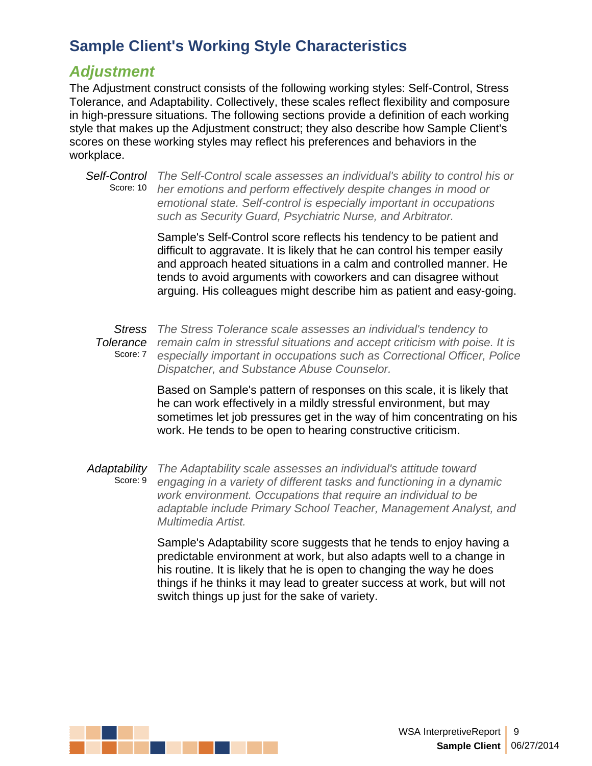# Sample Client's Working Style Characteristics

## *Adjustment*

The Adjustment construct consists of the following working styles: Self-Control, Stress Tolerance, and Adaptability. Collectively, these scales reflect flexibility and composure in high-pressure situations. The following sections provide a definition of each working style that makes up the Adjustment construct; they also describe how Sample Client's scores on these working styles may reflect his preferences and behaviors in the workplace.

*Self-Control*
Score: 10

*The Self-Control scale assesses an individual's ability to control his or her emotions and perform effectively despite changes in mood or emotional state. Self-control is especially important in occupations such as Security Guard, Psychiatric Nurse, and Arbitrator.*

Sample's Self-Control score reflects his tendency to be patient and difficult to aggravate. It is likely that he can control his temper easily and approach heated situations in a calm and controlled manner. He tends to avoid arguments with coworkers and can disagree without arguing. His colleagues might describe him as patient and easy-going.

*Stress Tolerance*
Score: 7

*The Stress Tolerance scale assesses an individual's tendency to remain calm in stressful situations and accept criticism with poise. It is especially important in occupations such as Correctional Officer, Police Dispatcher, and Substance Abuse Counselor.*

Based on Sample's pattern of responses on this scale, it is likely that he can work effectively in a mildly stressful environment, but may sometimes let job pressures get in the way of him concentrating on his work. He tends to be open to hearing constructive criticism.

*Adaptability*
Score: 9

*The Adaptability scale assesses an individual's attitude toward engaging in a variety of different tasks and functioning in a dynamic work environment. Occupations that require an individual to be adaptable include Primary School Teacher, Management Analyst, and Multimedia Artist.*

Sample's Adaptability score suggests that he tends to enjoy having a predictable environment at work, but also adapts well to a change in his routine. It is likely that he is open to changing the way he does things if he thinks it may lead to greater success at work, but will not switch things up just for the sake of variety.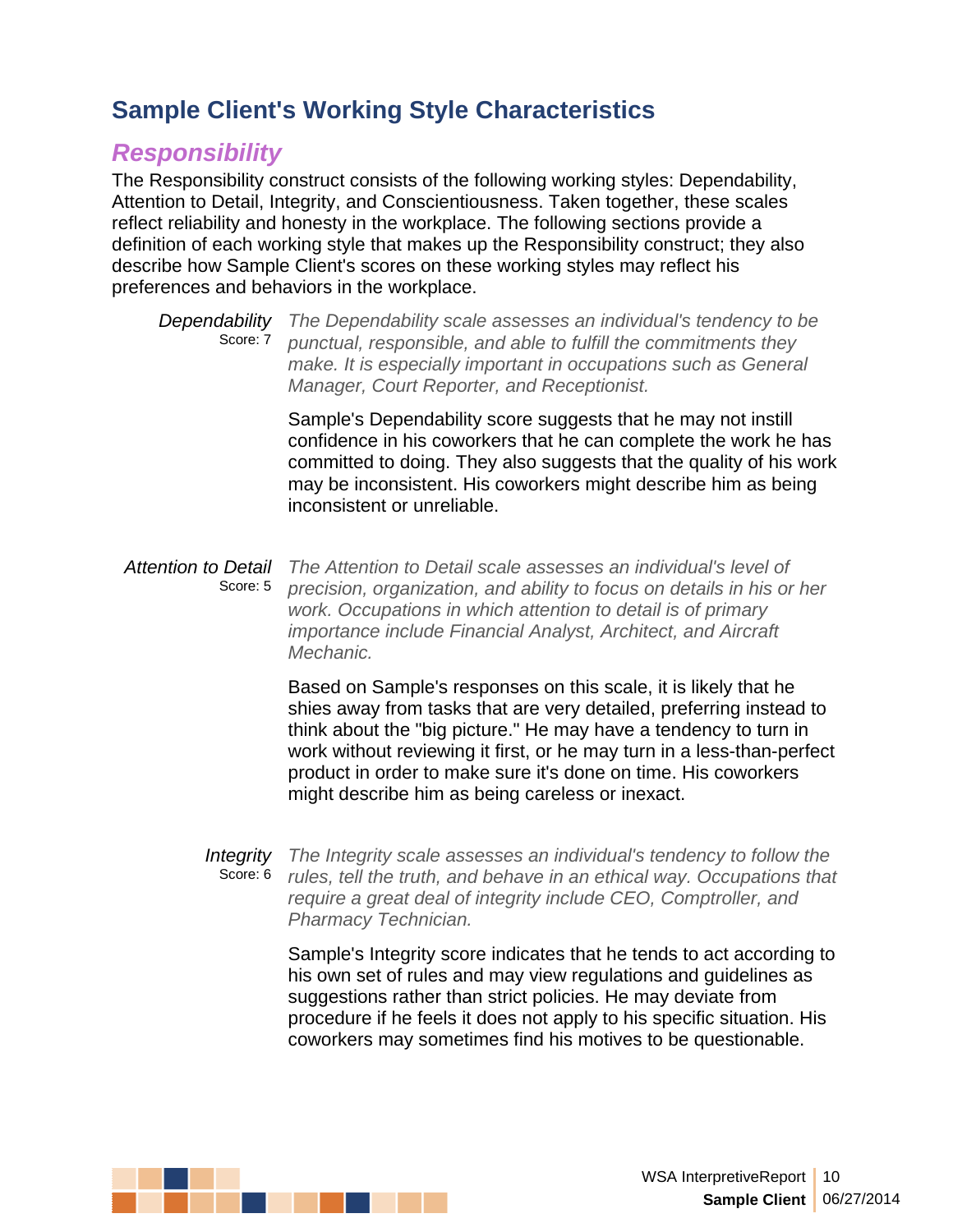## Sample Client's Working Style Characteristics

### *Responsibility*

The Responsibility construct consists of the following working styles: Dependability, Attention to Detail, Integrity, and Conscientiousness. Taken together, these scales reflect reliability and honesty in the workplace. The following sections provide a definition of each working style that makes up the Responsibility construct; they also describe how Sample Client's scores on these working styles may reflect his preferences and behaviors in the workplace.

*Dependability*
Score: 7

*The Dependability scale assesses an individual's tendency to be punctual, responsible, and able to fulfill the commitments they make. It is especially important in occupations such as General Manager, Court Reporter, and Receptionist.*

Sample's Dependability score suggests that he may not instill confidence in his coworkers that he can complete the work he has committed to doing. They also suggests that the quality of his work may be inconsistent. His coworkers might describe him as being inconsistent or unreliable.

*Attention to Detail*
Score: 5

*The Attention to Detail scale assesses an individual's level of precision, organization, and ability to focus on details in his or her work. Occupations in which attention to detail is of primary importance include Financial Analyst, Architect, and Aircraft Mechanic.*

Based on Sample's responses on this scale, it is likely that he shies away from tasks that are very detailed, preferring instead to think about the "big picture." He may have a tendency to turn in work without reviewing it first, or he may turn in a less-than-perfect product in order to make sure it's done on time. His coworkers might describe him as being careless or inexact.

*Integrity*
Score: 6

*The Integrity scale assesses an individual's tendency to follow the rules, tell the truth, and behave in an ethical way. Occupations that require a great deal of integrity include CEO, Comptroller, and Pharmacy Technician.*

Sample's Integrity score indicates that he tends to act according to his own set of rules and may view regulations and guidelines as suggestions rather than strict policies. He may deviate from procedure if he feels it does not apply to his specific situation. His coworkers may sometimes find his motives to be questionable.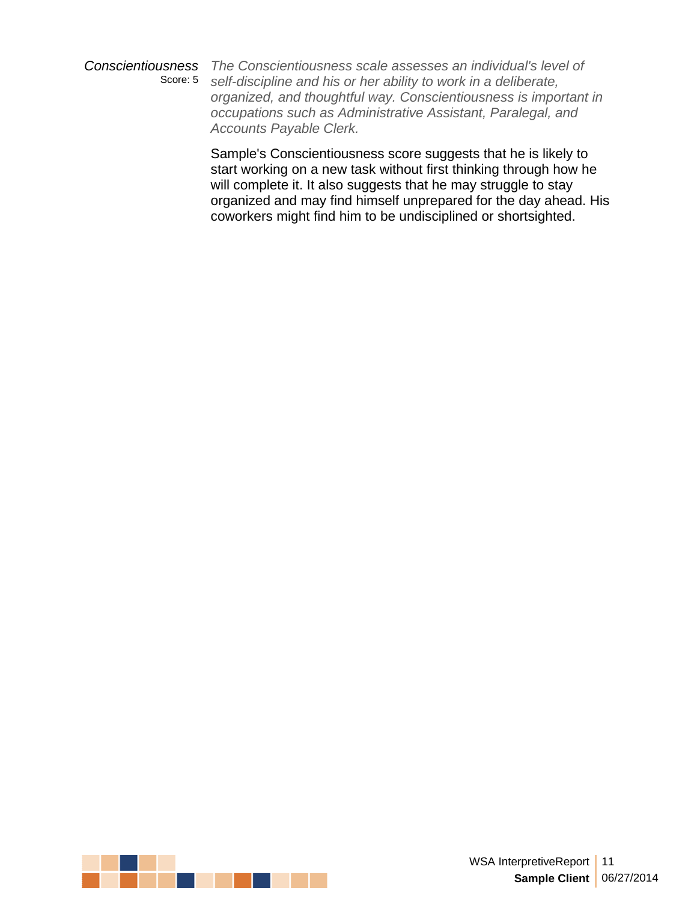*Conscientiousness*
Score: 5

*The Conscientiousness scale assesses an individual's level of self-discipline and his or her ability to work in a deliberate, organized, and thoughtful way. Conscientiousness is important in occupations such as Administrative Assistant, Paralegal, and Accounts Payable Clerk.*

Sample's Conscientiousness score suggests that he is likely to start working on a new task without first thinking through how he will complete it. It also suggests that he may struggle to stay organized and may find himself unprepared for the day ahead. His coworkers might find him to be undisciplined or shortsighted.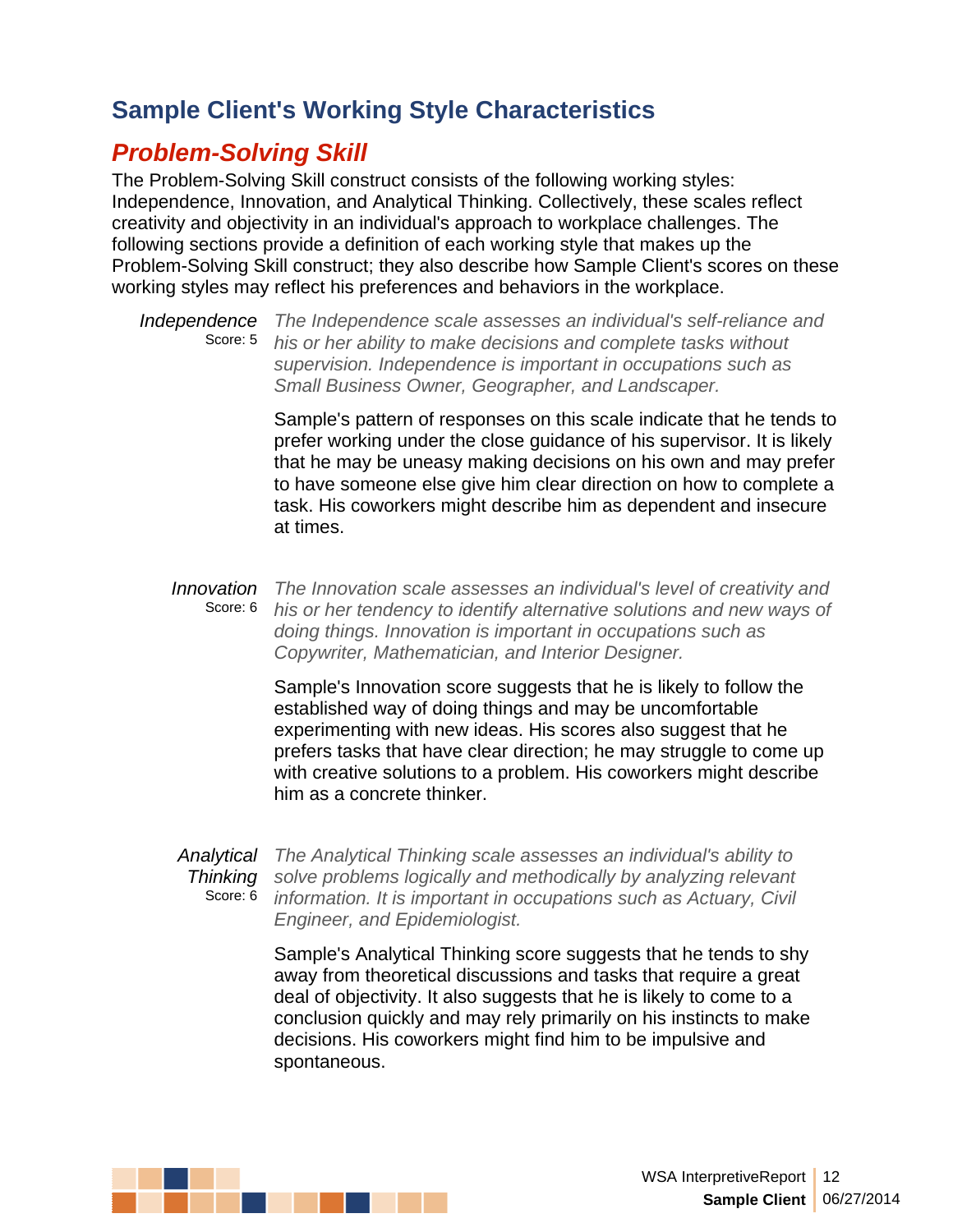# Sample Client's Working Style Characteristics

## *Problem-Solving Skill*

The Problem-Solving Skill construct consists of the following working styles: Independence, Innovation, and Analytical Thinking. Collectively, these scales reflect creativity and objectivity in an individual's approach to workplace challenges. The following sections provide a definition of each working style that makes up the Problem-Solving Skill construct; they also describe how Sample Client's scores on these working styles may reflect his preferences and behaviors in the workplace.

*Independence*
Score: 5

*The Independence scale assesses an individual's self-reliance and his or her ability to make decisions and complete tasks without supervision. Independence is important in occupations such as Small Business Owner, Geographer, and Landscaper.*

Sample's pattern of responses on this scale indicate that he tends to prefer working under the close guidance of his supervisor. It is likely that he may be uneasy making decisions on his own and may prefer to have someone else give him clear direction on how to complete a task. His coworkers might describe him as dependent and insecure at times.

*Innovation*
Score: 6

*The Innovation scale assesses an individual's level of creativity and his or her tendency to identify alternative solutions and new ways of doing things. Innovation is important in occupations such as Copywriter, Mathematician, and Interior Designer.*

Sample's Innovation score suggests that he is likely to follow the established way of doing things and may be uncomfortable experimenting with new ideas. His scores also suggest that he prefers tasks that have clear direction; he may struggle to come up with creative solutions to a problem. His coworkers might describe him as a concrete thinker.

*Analytical Thinking*
Score: 6

*The Analytical Thinking scale assesses an individual's ability to solve problems logically and methodically by analyzing relevant information. It is important in occupations such as Actuary, Civil Engineer, and Epidemiologist.*

Sample's Analytical Thinking score suggests that he tends to shy away from theoretical discussions and tasks that require a great deal of objectivity. It also suggests that he is likely to come to a conclusion quickly and may rely primarily on his instincts to make decisions. His coworkers might find him to be impulsive and spontaneous.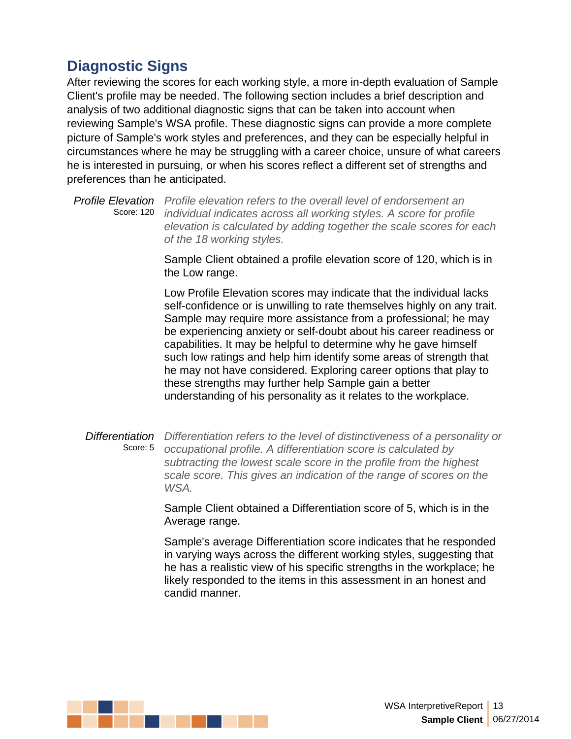## Diagnostic Signs

After reviewing the scores for each working style, a more in-depth evaluation of Sample Client's profile may be needed. The following section includes a brief description and analysis of two additional diagnostic signs that can be taken into account when reviewing Sample's WSA profile. These diagnostic signs can provide a more complete picture of Sample's work styles and preferences, and they can be especially helpful in circumstances where he may be struggling with a career choice, unsure of what careers he is interested in pursuing, or when his scores reflect a different set of strengths and preferences than he anticipated.

*Profile Elevation*
Score: 120

*Profile elevation refers to the overall level of endorsement an individual indicates across all working styles. A score for profile elevation is calculated by adding together the scale scores for each of the 18 working styles.*

Sample Client obtained a profile elevation score of 120, which is in the Low range.

Low Profile Elevation scores may indicate that the individual lacks self-confidence or is unwilling to rate themselves highly on any trait. Sample may require more assistance from a professional; he may be experiencing anxiety or self-doubt about his career readiness or capabilities. It may be helpful to determine why he gave himself such low ratings and help him identify some areas of strength that he may not have considered. Exploring career options that play to these strengths may further help Sample gain a better understanding of his personality as it relates to the workplace.

*Differentiation*
Score: 5

*Differentiation refers to the level of distinctiveness of a personality or occupational profile. A differentiation score is calculated by subtracting the lowest scale score in the profile from the highest scale score. This gives an indication of the range of scores on the WSA.*

Sample Client obtained a Differentiation score of 5, which is in the Average range.

Sample's average Differentiation score indicates that he responded in varying ways across the different working styles, suggesting that he has a realistic view of his specific strengths in the workplace; he likely responded to the items in this assessment in an honest and candid manner.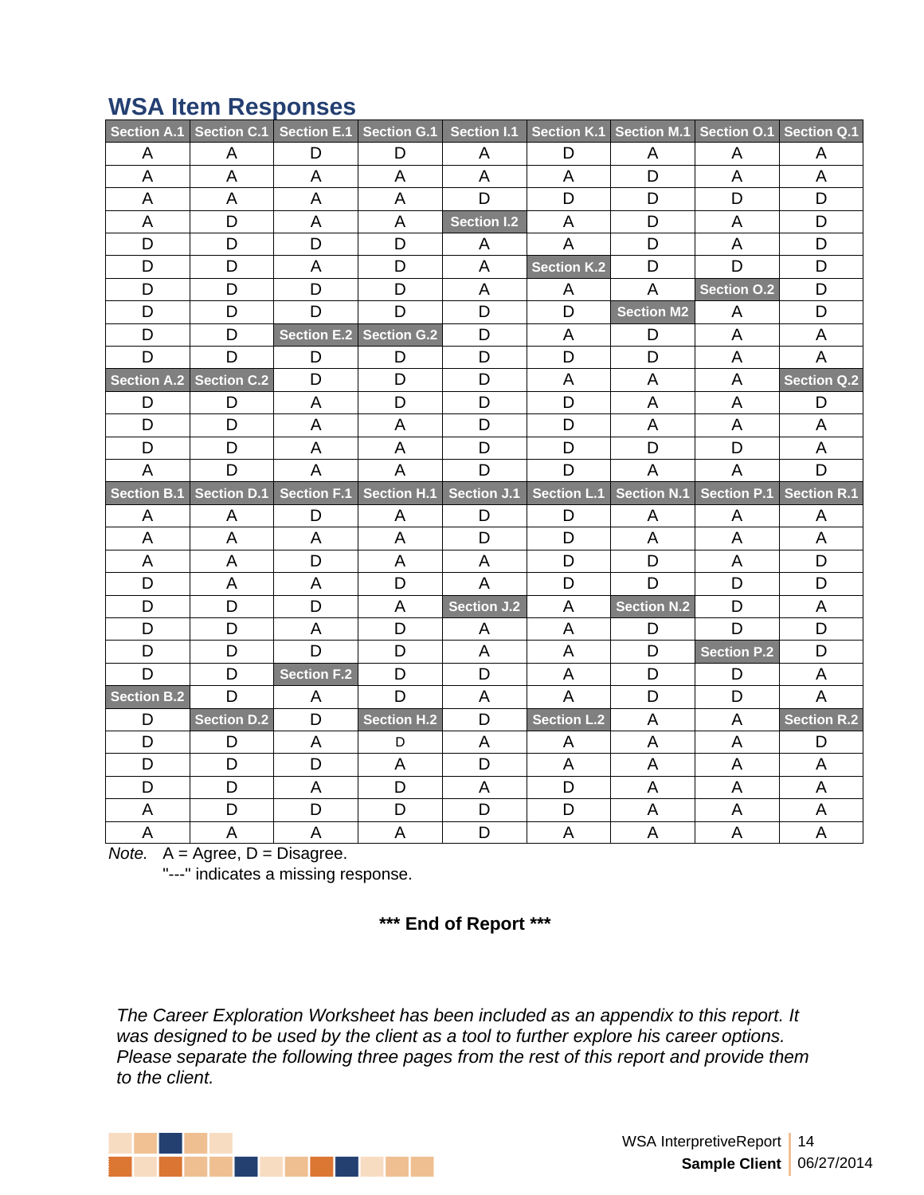## WSA Item Responses

| Section A.1 | Section C.1 | Section E.1 | Section G.1 | Section I.1 | Section K.1 | Section M.1 | Section O.1 | Section Q.1 |
|---|---|---|---|---|---|---|---|---|
| A | A | D | D | A | D | A | A | A |
| A | A | A | A | A | A | D | A | A |
| A | A | A | A | D | D | D | D | D |
| A | D | A | A | Section I.2 | A | D | A | D |
| D | D | D | D | A | A | D | A | D |
| D | D | A | D | A | Section K.2 | D | D | D |
| D | D | D | D | A | A | A | Section O.2 | D |
| D | D | D | D | D | D | Section M2 | A | D |
| D | D | Section E.2 | Section G.2 | D | A | D | A | A |
| D | D | D | D | D | D | D | A | A |
| Section A.2 | Section C.2 | D | D | D | A | A | A | Section Q.2 |
| D | D | A | D | D | D | A | A | D |
| D | D | A | A | D | D | A | A | A |
| D | D | A | A | D | D | D | D | A |
| A | D | A | A | D | D | A | A | D |
| **Section B.1** | **Section D.1** | **Section F.1** | **Section H.1** | **Section J.1** | **Section L.1** | **Section N.1** | **Section P.1** | **Section R.1** |
| A | A | D | A | D | D | A | A | A |
| A | A | A | A | D | D | A | A | A |
| A | A | D | A | A | D | D | A | D |
| D | A | A | D | A | D | D | D | D |
| D | D | D | A | Section J.2 | A | Section N.2 | D | A |
| D | D | A | D | A | A | D | D | D |
| D | D | D | D | A | A | D | Section P.2 | D |
| D | D | Section F.2 | D | D | A | D | D | A |
| Section B.2 | D | A | D | A | A | D | D | A |
| D | Section D.2 | D | Section H.2 | D | Section L.2 | A | A | Section R.2 |
| D | D | A | D | A | A | A | A | D |
| D | D | D | A | D | A | A | A | A |
| D | D | A | D | A | D | A | A | A |
| A | D | D | D | D | D | A | A | A |
| A | A | A | A | D | A | A | A | A |

*Note.* A = Agree, D = Disagree.
"---" indicates a missing response.

**\*\*\* End of Report \*\*\***

*The Career Exploration Worksheet has been included as an appendix to this report. It was designed to be used by the client as a tool to further explore his career options. Please separate the following three pages from the rest of this report and provide them to the client.*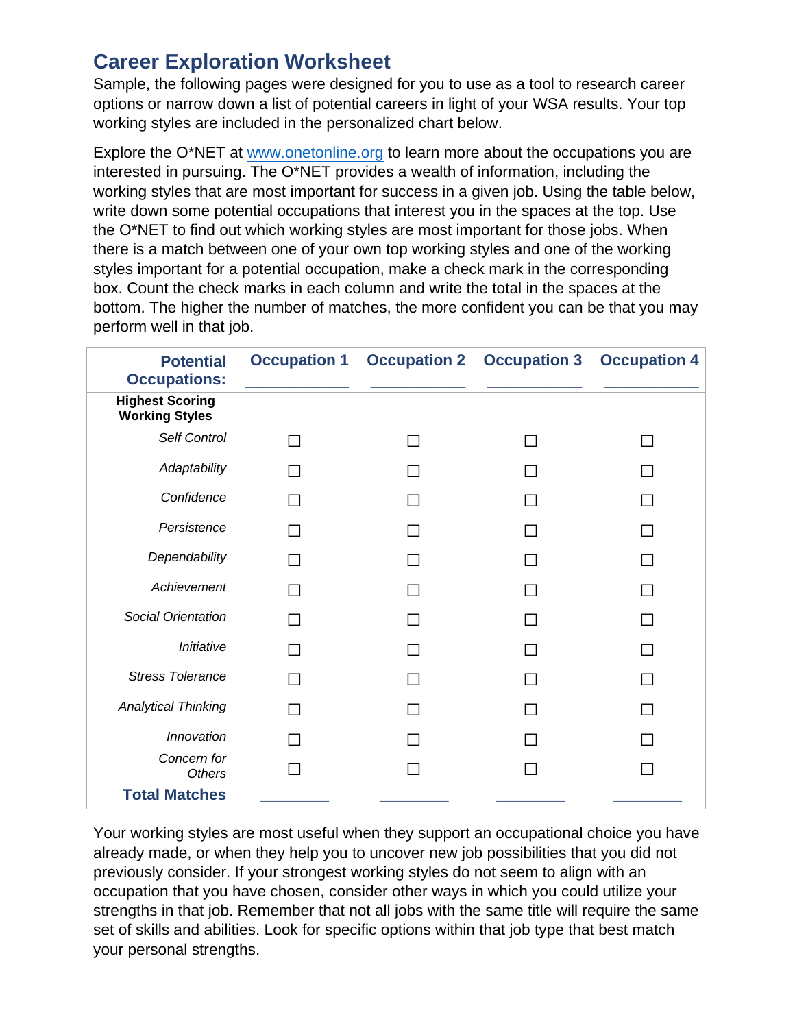## Career Exploration Worksheet

Sample, the following pages were designed for you to use as a tool to research career options or narrow down a list of potential careers in light of your WSA results. Your top working styles are included in the personalized chart below.

Explore the O*NET at [www.onetonline.org](http://www.onetonline.org) to learn more about the occupations you are interested in pursuing. The O*NET provides a wealth of information, including the working styles that are most important for success in a given job. Using the table below, write down some potential occupations that interest you in the spaces at the top. Use the O*NET to find out which working styles are most important for those jobs. When there is a match between one of your own top working styles and one of the working styles important for a potential occupation, make a check mark in the corresponding box. Count the check marks in each column and write the total in the spaces at the bottom. The higher the number of matches, the more confident you can be that you may perform well in that job.

| **Potential Occupations:** | **Occupation 1** ____________ | **Occupation 2** ____________ | **Occupation 3** ____________ | **Occupation 4** ____________ |
|---|---|---|---|---|
| **Highest Scoring Working Styles** | | | | |
| *Self Control* | ☐ | ☐ | ☐ | ☐ |
| *Adaptability* | ☐ | ☐ | ☐ | ☐ |
| *Confidence* | ☐ | ☐ | ☐ | ☐ |
| *Persistence* | ☐ | ☐ | ☐ | ☐ |
| *Dependability* | ☐ | ☐ | ☐ | ☐ |
| *Achievement* | ☐ | ☐ | ☐ | ☐ |
| *Social Orientation* | ☐ | ☐ | ☐ | ☐ |
| *Initiative* | ☐ | ☐ | ☐ | ☐ |
| *Stress Tolerance* | ☐ | ☐ | ☐ | ☐ |
| *Analytical Thinking* | ☐ | ☐ | ☐ | ☐ |
| *Innovation* | ☐ | ☐ | ☐ | ☐ |
| *Concern for Others* | ☐ | ☐ | ☐ | ☐ |
| **Total Matches** | ________ | ________ | ________ | ________ |

Your working styles are most useful when they support an occupational choice you have already made, or when they help you to uncover new job possibilities that you did not previously consider. If your strongest working styles do not seem to align with an occupation that you have chosen, consider other ways in which you could utilize your strengths in that job. Remember that not all jobs with the same title will require the same set of skills and abilities. Look for specific options within that job type that best match your personal strengths.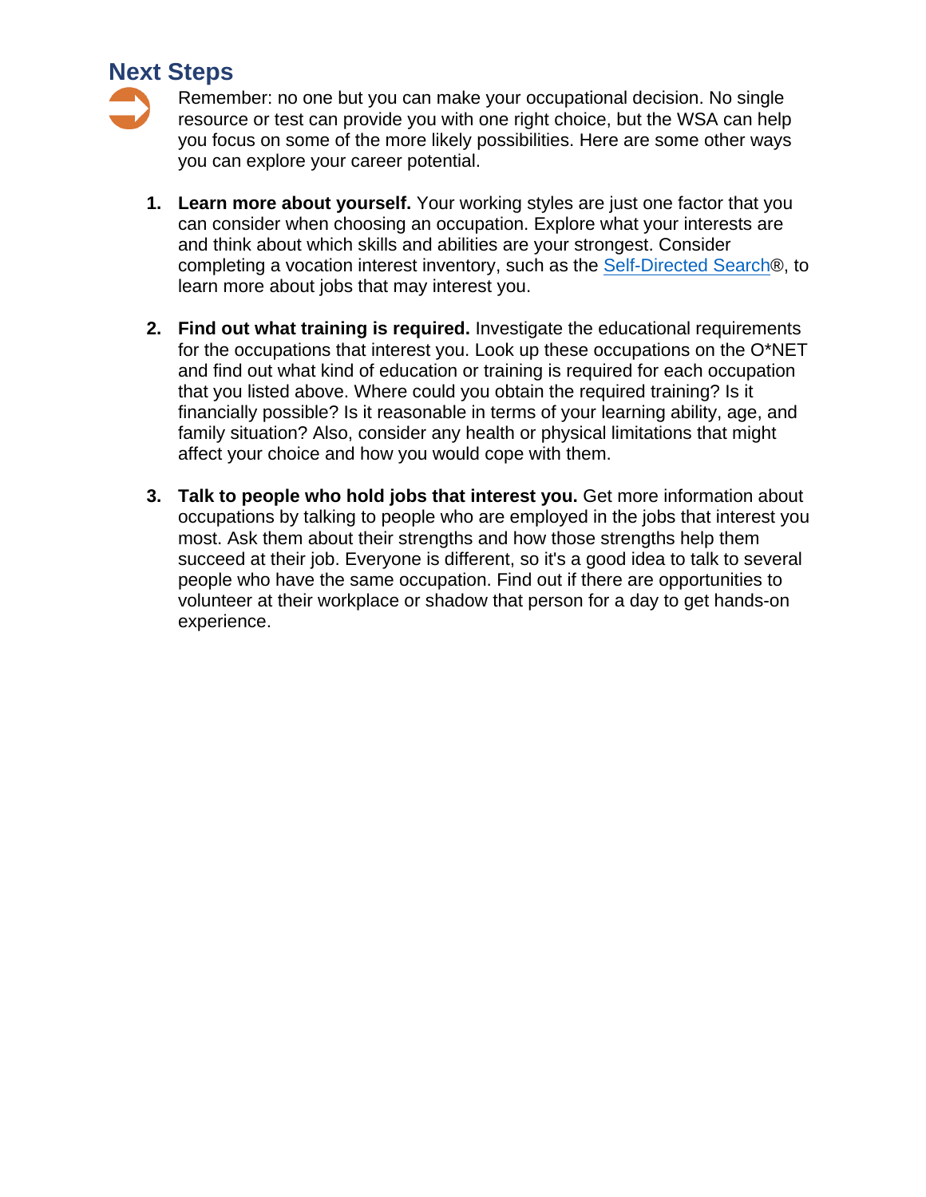## Next Steps

Remember: no one but you can make your occupational decision. No single resource or test can provide you with one right choice, but the WSA can help you focus on some of the more likely possibilities. Here are some other ways you can explore your career potential.

1. **Learn more about yourself.** Your working styles are just one factor that you can consider when choosing an occupation. Explore what your interests are and think about which skills and abilities are your strongest. Consider completing a vocation interest inventory, such as the Self-Directed Search®, to learn more about jobs that may interest you.

2. **Find out what training is required.** Investigate the educational requirements for the occupations that interest you. Look up these occupations on the O*NET and find out what kind of education or training is required for each occupation that you listed above. Where could you obtain the required training? Is it financially possible? Is it reasonable in terms of your learning ability, age, and family situation? Also, consider any health or physical limitations that might affect your choice and how you would cope with them.

3. **Talk to people who hold jobs that interest you.** Get more information about occupations by talking to people who are employed in the jobs that interest you most. Ask them about their strengths and how those strengths help them succeed at their job. Everyone is different, so it's a good idea to talk to several people who have the same occupation. Find out if there are opportunities to volunteer at their workplace or shadow that person for a day to get hands-on experience.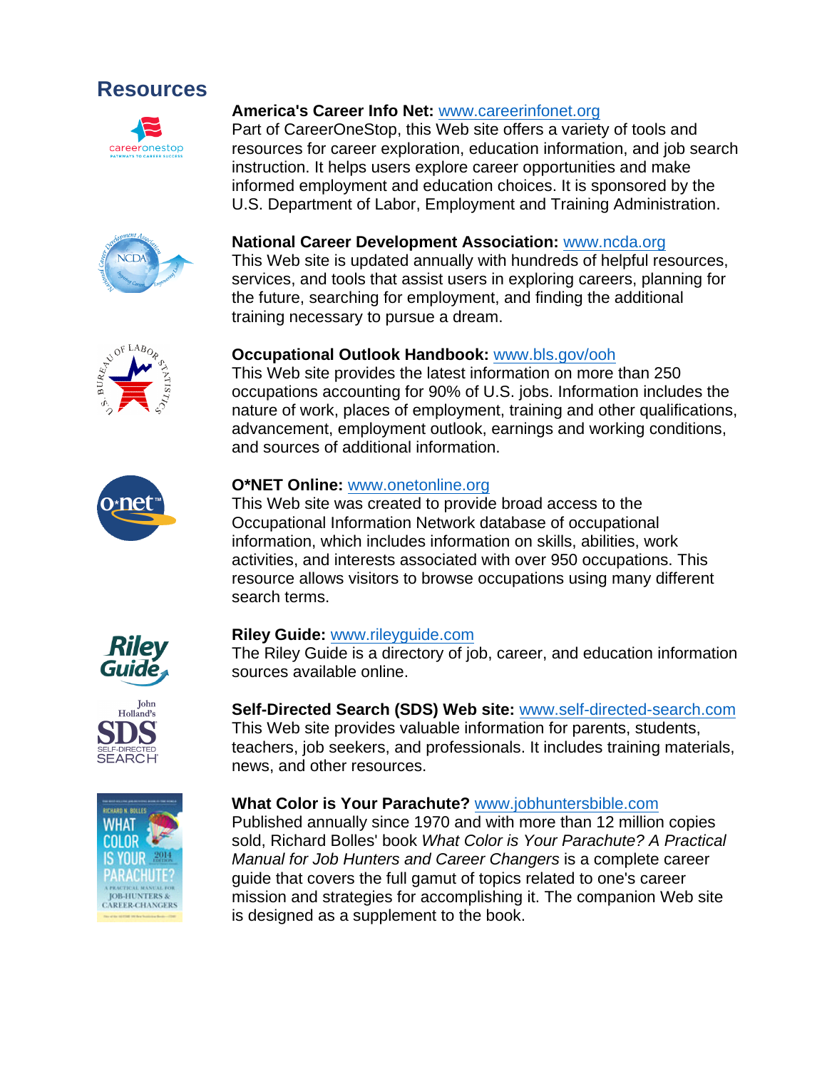## Resources

**America's Career Info Net:** www.careerinfonet.org
Part of CareerOneStop, this Web site offers a variety of tools and resources for career exploration, education information, and job search instruction. It helps users explore career opportunities and make informed employment and education choices. It is sponsored by the U.S. Department of Labor, Employment and Training Administration.

**National Career Development Association:** www.ncda.org
This Web site is updated annually with hundreds of helpful resources, services, and tools that assist users in exploring careers, planning for the future, searching for employment, and finding the additional training necessary to pursue a dream.

**Occupational Outlook Handbook:** www.bls.gov/ooh
This Web site provides the latest information on more than 250 occupations accounting for 90% of U.S. jobs. Information includes the nature of work, places of employment, training and other qualifications, advancement, employment outlook, earnings and working conditions, and sources of additional information.

**O*NET Online:** www.onetonline.org
This Web site was created to provide broad access to the Occupational Information Network database of occupational information, which includes information on skills, abilities, work activities, and interests associated with over 950 occupations. This resource allows visitors to browse occupations using many different search terms.

**Riley Guide:** www.rileyguide.com
The Riley Guide is a directory of job, career, and education information sources available online.

**Self-Directed Search (SDS) Web site:** www.self-directed-search.com
This Web site provides valuable information for parents, students, teachers, job seekers, and professionals. It includes training materials, news, and other resources.

**What Color is Your Parachute?** www.jobhuntersbible.com
Published annually since 1970 and with more than 12 million copies sold, Richard Bolles' book *What Color is Your Parachute? A Practical Manual for Job Hunters and Career Changers* is a complete career guide that covers the full gamut of topics related to one's career mission and strategies for accomplishing it. The companion Web site is designed as a supplement to the book.